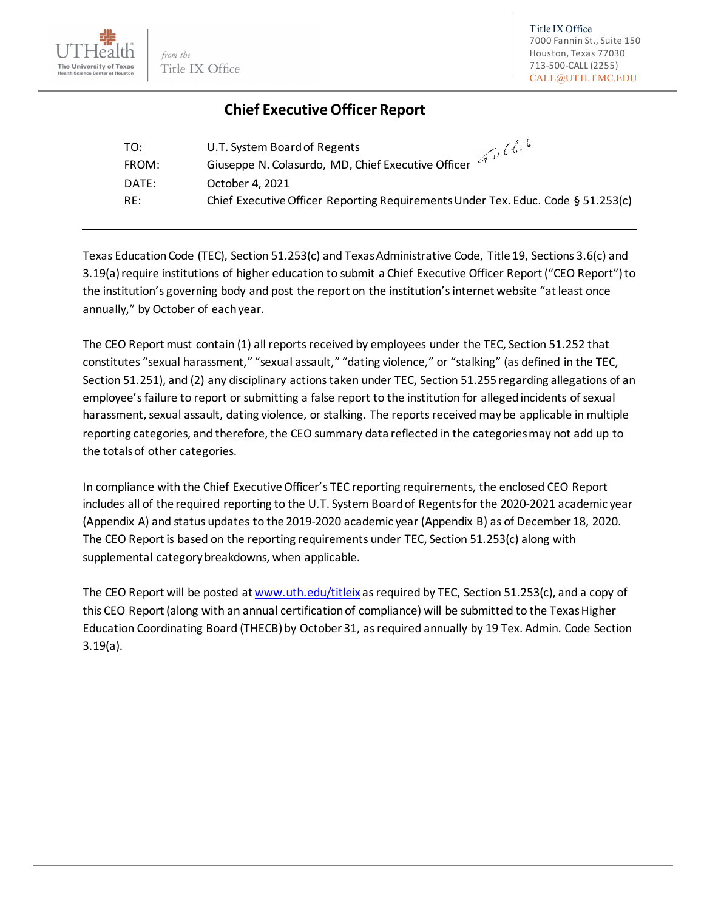UTHealth — The University of Texas Health Science Center at Houston

*from the* Title IX Office

Title IX Office
7000 Fannin St., Suite 150
Houston, Texas 77030
713-500-CALL (2255)
CALL@UTH.TMC.EDU

## Chief Executive Officer Report

| | |
|---|---|
| TO: | U.T. System Board of Regents |
| FROM: | Giuseppe N. Colasurdo, MD, Chief Executive Officer |
| DATE: | October 4, 2021 |
| RE: | Chief Executive Officer Reporting Requirements Under Tex. Educ. Code § 51.253(c) |

Texas Education Code (TEC), Section 51.253(c) and Texas Administrative Code, Title 19, Sections 3.6(c) and 3.19(a) require institutions of higher education to submit a Chief Executive Officer Report ("CEO Report") to the institution's governing body and post the report on the institution's internet website "at least once annually," by October of each year.

The CEO Report must contain (1) all reports received by employees under the TEC, Section 51.252 that constitutes "sexual harassment," "sexual assault," "dating violence," or "stalking" (as defined in the TEC, Section 51.251), and (2) any disciplinary actions taken under TEC, Section 51.255 regarding allegations of an employee's failure to report or submitting a false report to the institution for alleged incidents of sexual harassment, sexual assault, dating violence, or stalking. The reports received may be applicable in multiple reporting categories, and therefore, the CEO summary data reflected in the categories may not add up to the totals of other categories.

In compliance with the Chief Executive Officer's TEC reporting requirements, the enclosed CEO Report includes all of the required reporting to the U.T. System Board of Regents for the 2020-2021 academic year (Appendix A) and status updates to the 2019-2020 academic year (Appendix B) as of December 18, 2020. The CEO Report is based on the reporting requirements under TEC, Section 51.253(c) along with supplemental category breakdowns, when applicable.

The CEO Report will be posted at www.uth.edu/titleix as required by TEC, Section 51.253(c), and a copy of this CEO Report (along with an annual certification of compliance) will be submitted to the Texas Higher Education Coordinating Board (THECB) by October 31, as required annually by 19 Tex. Admin. Code Section 3.19(a).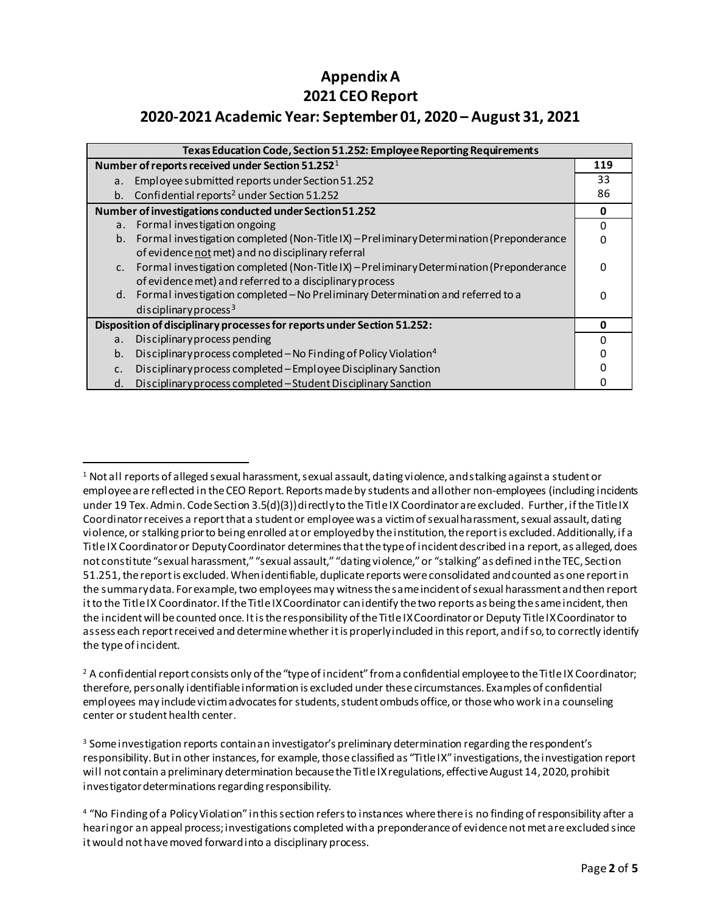# Appendix A

# 2021 CEO Report

## 2020-2021 Academic Year: September 01, 2020 – August 31, 2021

| Texas Education Code, Section 51.252: Employee Reporting Requirements | |
|---|---|
| **Number of reports received under Section 51.252**[1] | **119** |
| a. Employee submitted reports under Section 51.252 | 33 |
| b. Confidential reports[2] under Section 51.252 | 86 |
| **Number of investigations conducted under Section 51.252** | **0** |
| a. Formal investigation ongoing | 0 |
| b. Formal investigation completed (Non-Title IX) – Preliminary Determination (Preponderance of evidence not met) and no disciplinary referral | 0 |
| c. Formal investigation completed (Non-Title IX) – Preliminary Determination (Preponderance of evidence met) and referred to a disciplinary process | 0 |
| d. Formal investigation completed – No Preliminary Determination and referred to a disciplinary process[3] | 0 |
| **Disposition of disciplinary processes for reports under Section 51.252:** | **0** |
| a. Disciplinary process pending | 0 |
| b. Disciplinary process completed – No Finding of Policy Violation[4] | 0 |
| c. Disciplinary process completed – Employee Disciplinary Sanction | 0 |
| d. Disciplinary process completed – Student Disciplinary Sanction | 0 |

---

[1] Not all reports of alleged sexual harassment, sexual assault, dating violence, and stalking against a student or employee are reflected in the CEO Report. Reports made by students and all other non-employees (including incidents under 19 Tex. Admin. Code Section 3.5(d)(3)) directly to the Title IX Coordinator are excluded. Further, if the Title IX Coordinator receives a report that a student or employee was a victim of sexual harassment, sexual assault, dating violence, or stalking prior to being enrolled at or employed by the institution, the report is excluded. Additionally, if a Title IX Coordinator or Deputy Coordinator determines that the type of incident described in a report, as alleged, does not constitute "sexual harassment," "sexual assault," "dating violence," or "stalking" as defined in the TEC, Section 51.251, the report is excluded. When identifiable, duplicate reports were consolidated and counted as one report in the summary data. For example, two employees may witness the same incident of sexual harassment and then report it to the Title IX Coordinator. If the Title IX Coordinator can identify the two reports as being the same incident, then the incident will be counted once. It is the responsibility of the Title IX Coordinator or Deputy Title IX Coordinator to assess each report received and determine whether it is properly included in this report, and if so, to correctly identify the type of incident.

[2] A confidential report consists only of the "type of incident" from a confidential employee to the Title IX Coordinator; therefore, personally identifiable information is excluded under these circumstances. Examples of confidential employees may include victim advocates for students, student ombuds office, or those who work in a counseling center or student health center.

[3] Some investigation reports contain an investigator's preliminary determination regarding the respondent's responsibility. But in other instances, for example, those classified as "Title IX" investigations, the investigation report will not contain a preliminary determination because the Title IX regulations, effective August 14, 2020, prohibit investigator determinations regarding responsibility.

[4] "No Finding of a Policy Violation" in this section refers to instances where there is no finding of responsibility after a hearing or an appeal process; investigations completed with a preponderance of evidence not met are excluded since it would not have moved forward into a disciplinary process.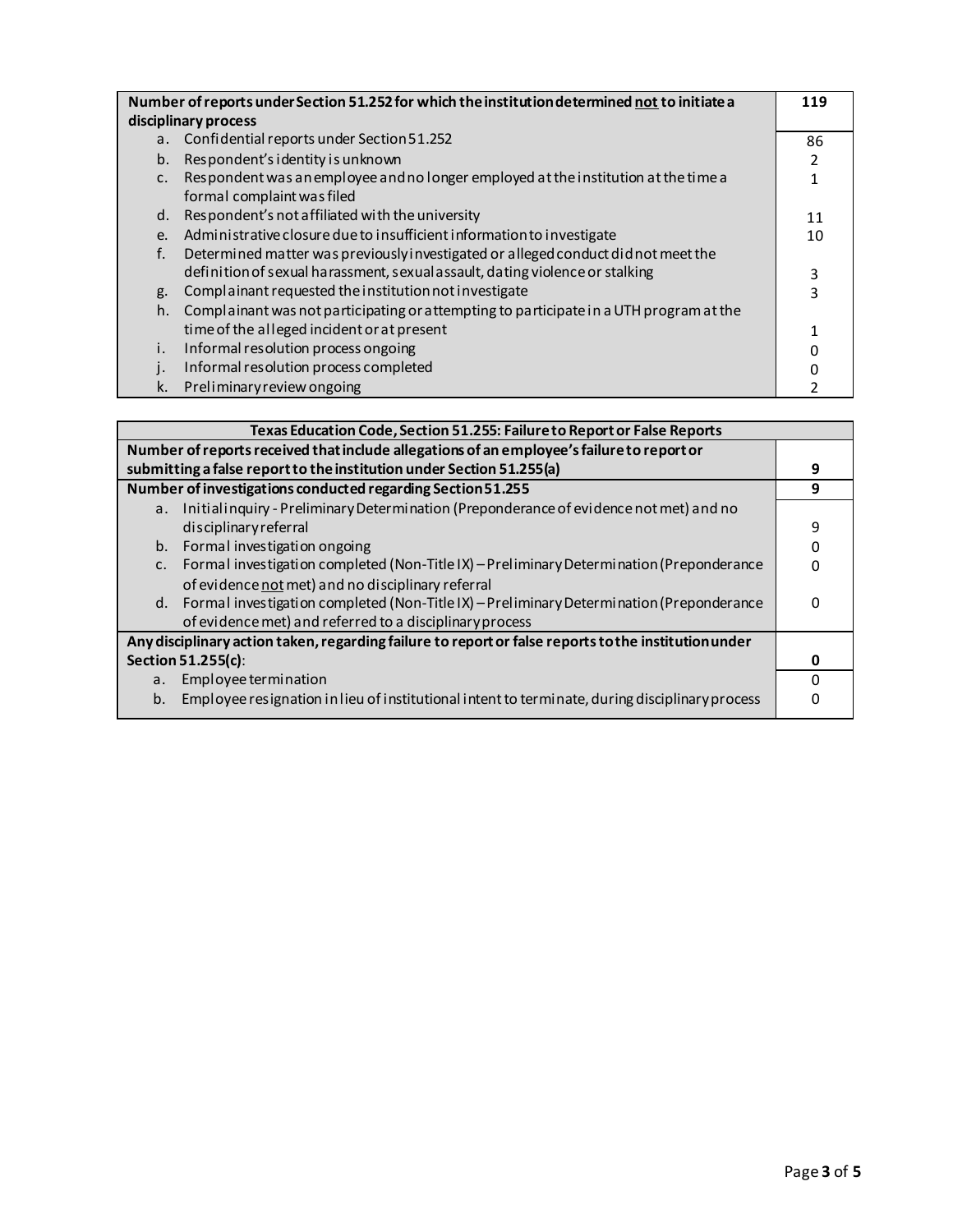| Number of reports under Section 51.252 for which the institution determined not to initiate a disciplinary process | 119 |
|---|---|
| a. Confidential reports under Section 51.252 | 86 |
| b. Respondent's identity is unknown | 2 |
| c. Respondent was an employee and no longer employed at the institution at the time a formal complaint was filed | 1 |
| d. Respondent's not affiliated with the university | 11 |
| e. Administrative closure due to insufficient information to investigate | 10 |
| f. Determined matter was previously investigated or alleged conduct did not meet the definition of sexual harassment, sexual assault, dating violence or stalking | 3 |
| g. Complainant requested the institution not investigate | 3 |
| h. Complainant was not participating or attempting to participate in a UTH program at the time of the alleged incident or at present | 1 |
| i. Informal resolution process ongoing | 0 |
| j. Informal resolution process completed | 0 |
| k. Preliminary review ongoing | 2 |

| Texas Education Code, Section 51.255: Failure to Report or False Reports | |
|---|---|
| **Number of reports received that include allegations of an employee's failure to report or submitting a false report to the institution under Section 51.255(a)** | **9** |
| **Number of investigations conducted regarding Section 51.255** | **9** |
| a. Initial inquiry - Preliminary Determination (Preponderance of evidence not met) and no disciplinary referral | 9 |
| b. Formal investigation ongoing | 0 |
| c. Formal investigation completed (Non-Title IX) – Preliminary Determination (Preponderance of evidence not met) and no disciplinary referral | 0 |
| d. Formal investigation completed (Non-Title IX) – Preliminary Determination (Preponderance of evidence met) and referred to a disciplinary process | 0 |
| **Any disciplinary action taken, regarding failure to report or false reports to the institution under Section 51.255(c):** | **0** |
| a. Employee termination | 0 |
| b. Employee resignation in lieu of institutional intent to terminate, during disciplinary process | 0 |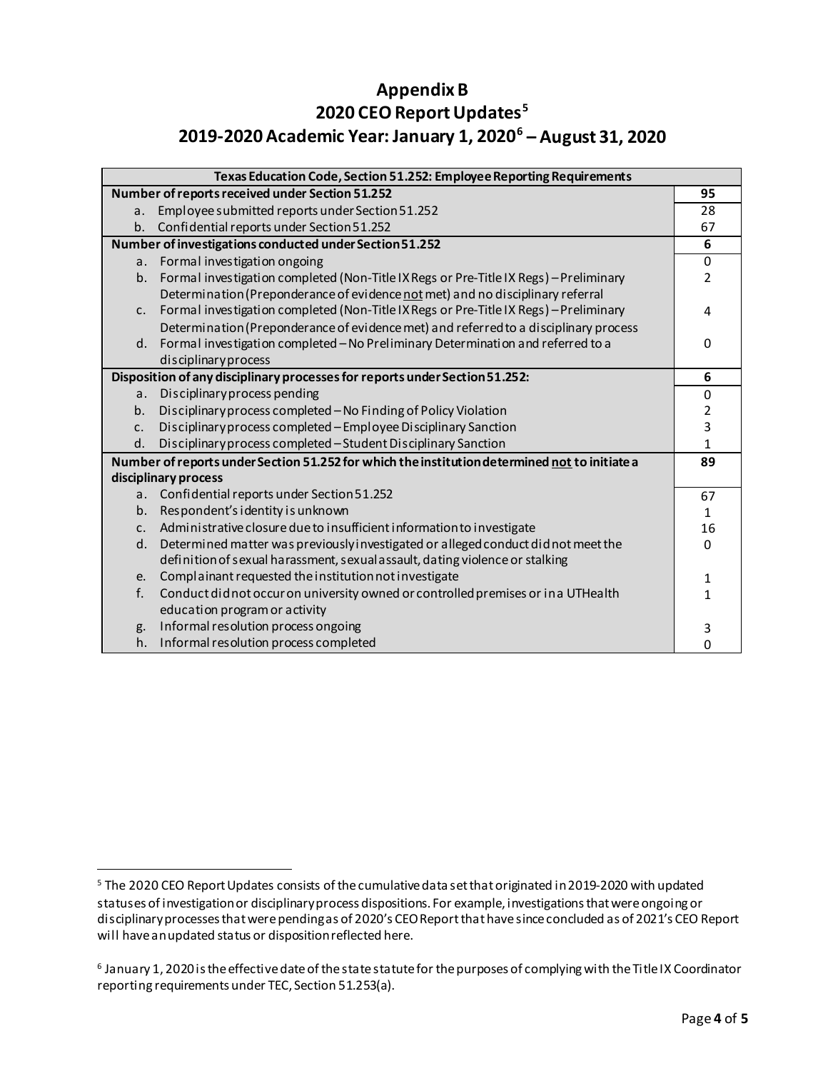# Appendix B
# 2020 CEO Report Updates[5]
# 2019-2020 Academic Year: January 1, 2020[6] – August 31, 2020

| Texas Education Code, Section 51.252: Employee Reporting Requirements | |
|---|---|
| **Number of reports received under Section 51.252** | **95** |
| a. Employee submitted reports under Section 51.252 | 28 |
| b. Confidential reports under Section 51.252 | 67 |
| **Number of investigations conducted under Section 51.252** | **6** |
| a. Formal investigation ongoing | 0 |
| b. Formal investigation completed (Non-Title IX Regs or Pre-Title IX Regs) – Preliminary Determination (Preponderance of evidence not met) and no disciplinary referral | 2 |
| c. Formal investigation completed (Non-Title IX Regs or Pre-Title IX Regs) – Preliminary Determination (Preponderance of evidence met) and referred to a disciplinary process | 4 |
| d. Formal investigation completed – No Preliminary Determination and referred to a disciplinary process | 0 |
| **Disposition of any disciplinary processes for reports under Section 51.252:** | **6** |
| a. Disciplinary process pending | 0 |
| b. Disciplinary process completed – No Finding of Policy Violation | 2 |
| c. Disciplinary process completed – Employee Disciplinary Sanction | 3 |
| d. Disciplinary process completed – Student Disciplinary Sanction | 1 |
| **Number of reports under Section 51.252 for which the institution determined not to initiate a disciplinary process** | **89** |
| a. Confidential reports under Section 51.252 | 67 |
| b. Respondent's identity is unknown | 1 |
| c. Administrative closure due to insufficient information to investigate | 16 |
| d. Determined matter was previously investigated or alleged conduct did not meet the definition of sexual harassment, sexual assault, dating violence or stalking | 0 |
| e. Complainant requested the institution not investigate | 1 |
| f. Conduct did not occur on university owned or controlled premises or in a UTHealth education program or activity | 1 |
| g. Informal resolution process ongoing | 3 |
| h. Informal resolution process completed | 0 |

[5] The 2020 CEO Report Updates consists of the cumulative data set that originated in 2019-2020 with updated statuses of investigation or disciplinary process dispositions. For example, investigations that were ongoing or disciplinary processes that were pending as of 2020's CEO Report that have since concluded as of 2021's CEO Report will have an updated status or disposition reflected here.

[6] January 1, 2020 is the effective date of the state statute for the purposes of complying with the Title IX Coordinator reporting requirements under TEC, Section 51.253(a).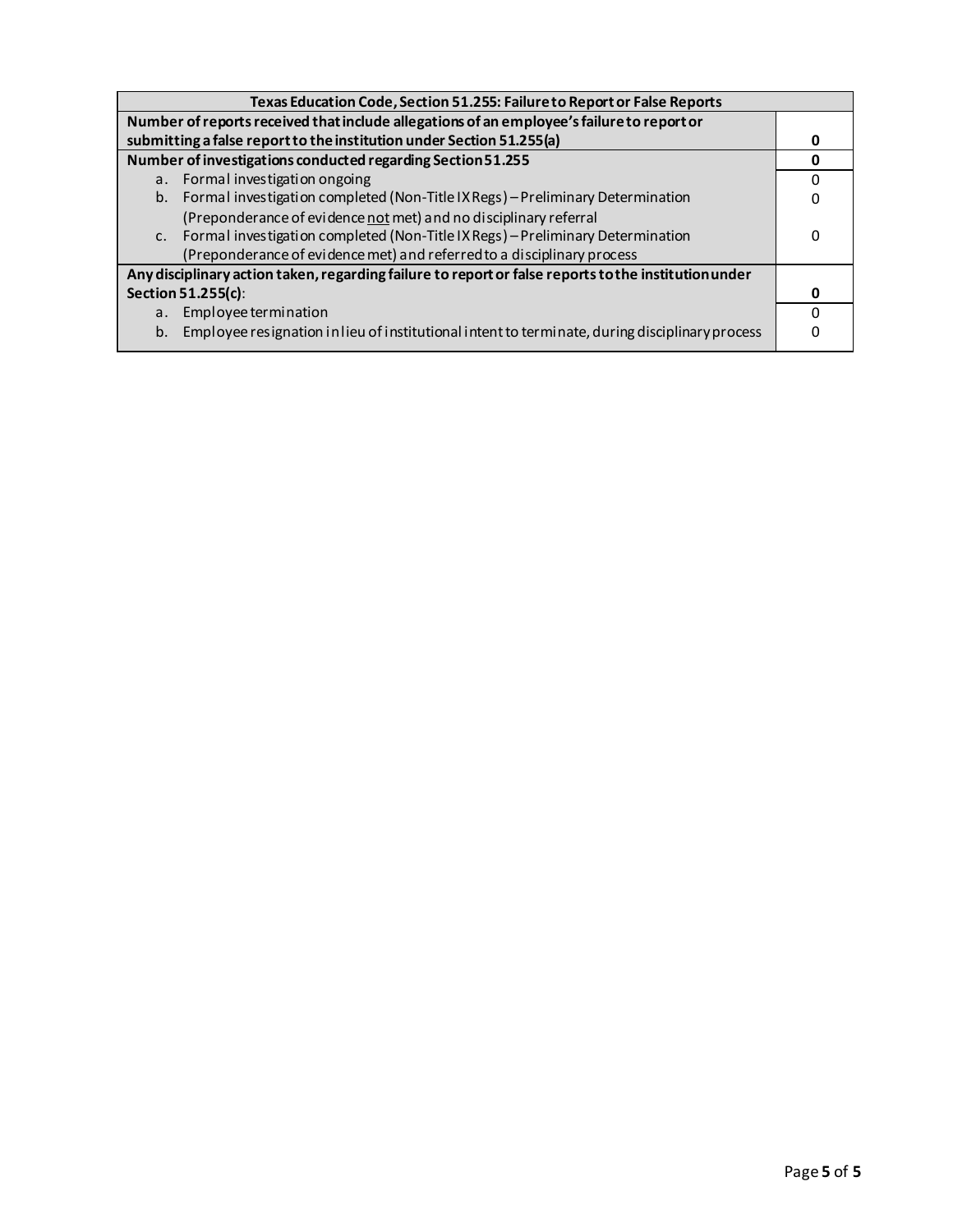| Texas Education Code, Section 51.255: Failure to Report or False Reports | |
|---|---|
| **Number of reports received that include allegations of an employee's failure to report or submitting a false report to the institution under Section 51.255(a)** | **0** |
| **Number of investigations conducted regarding Section 51.255** | **0** |
| a. Formal investigation ongoing | 0 |
| b. Formal investigation completed (Non-Title IX Regs) – Preliminary Determination (Preponderance of evidence <u>not</u> met) and no disciplinary referral | 0 |
| c. Formal investigation completed (Non-Title IX Regs) – Preliminary Determination (Preponderance of evidence met) and referred to a disciplinary process | 0 |
| **Any disciplinary action taken, regarding failure to report or false reports to the institution under Section 51.255(c)**: | **0** |
| a. Employee termination | 0 |
| b. Employee resignation in lieu of institutional intent to terminate, during disciplinary process | 0 |